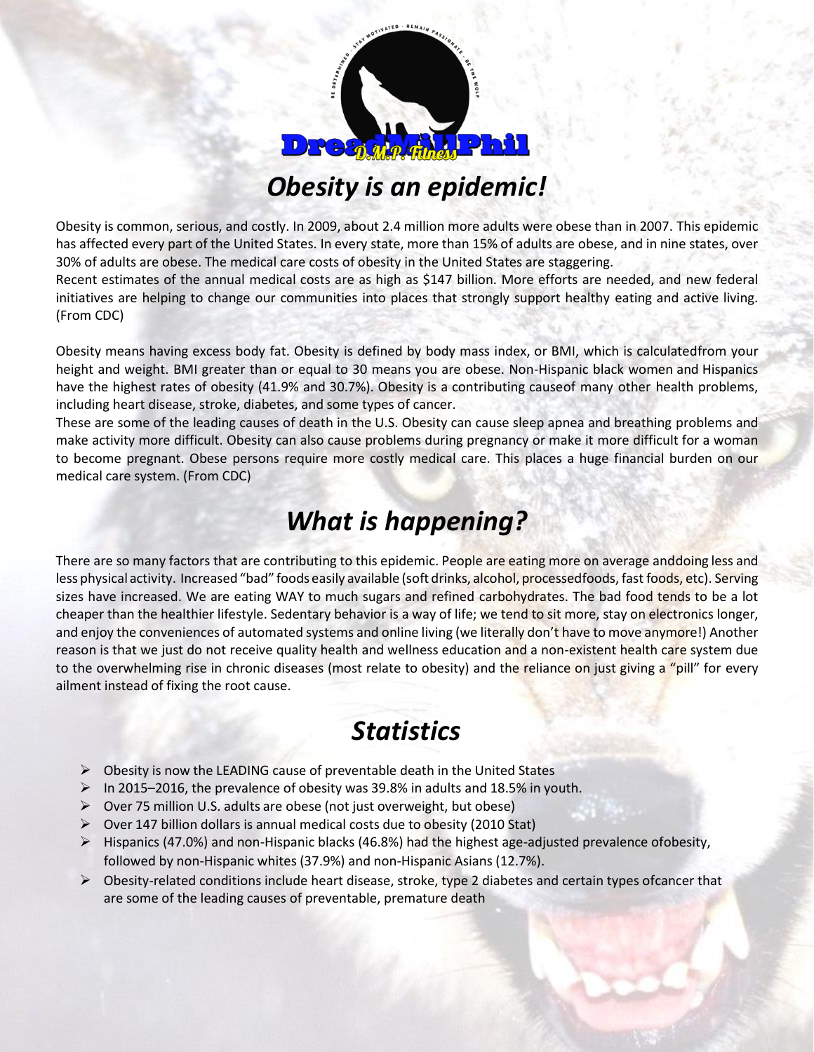# Obesity is an epidemic!

Obesity is common, serious, and costly. In 2009, about 2.4 million more adults were obese than in 2007. This epidemic has affected every part of the United States. In every state, more than 15% of adults are obese, and in nine states, over 30% of adults are obese. The medical care costs of obesity in the United States are staggering.

Recent estimates of the annual medical costs are as high as $147 billion. More efforts are needed, and new federal initiatives are helping to change our communities into places that strongly support healthy eating and active living. (From CDC)

Obesity means having excess body fat. Obesity is defined by body mass index, or BMI, which is calculatedfrom your height and weight. BMI greater than or equal to 30 means you are obese. Non-Hispanic black women and Hispanics have the highest rates of obesity (41.9% and 30.7%). Obesity is a contributing causeof many other health problems, including heart disease, stroke, diabetes, and some types of cancer.

These are some of the leading causes of death in the U.S. Obesity can cause sleep apnea and breathing problems and make activity more difficult. Obesity can also cause problems during pregnancy or make it more difficult for a woman to become pregnant. Obese persons require more costly medical care. This places a huge financial burden on our medical care system. (From CDC)

# What is happening?

There are so many factors that are contributing to this epidemic. People are eating more on average anddoing less and less physical activity. Increased "bad" foods easily available (soft drinks, alcohol, processedfoods, fast foods, etc). Serving sizes have increased. We are eating WAY to much sugars and refined carbohydrates. The bad food tends to be a lot cheaper than the healthier lifestyle. Sedentary behavior is a way of life; we tend to sit more, stay on electronics longer, and enjoy the conveniences of automated systems and online living (we literally don't have to move anymore!) Another reason is that we just do not receive quality health and wellness education and a non-existent health care system due to the overwhelming rise in chronic diseases (most relate to obesity) and the reliance on just giving a "pill" for every ailment instead of fixing the root cause.

# Statistics

- Obesity is now the LEADING cause of preventable death in the United States
- In 2015–2016, the prevalence of obesity was 39.8% in adults and 18.5% in youth.
- Over 75 million U.S. adults are obese (not just overweight, but obese)
- Over 147 billion dollars is annual medical costs due to obesity (2010 Stat)
- Hispanics (47.0%) and non-Hispanic blacks (46.8%) had the highest age-adjusted prevalence ofobesity, followed by non-Hispanic whites (37.9%) and non-Hispanic Asians (12.7%).
- Obesity-related conditions include heart disease, stroke, type 2 diabetes and certain types ofcancer that are some of the leading causes of preventable, premature death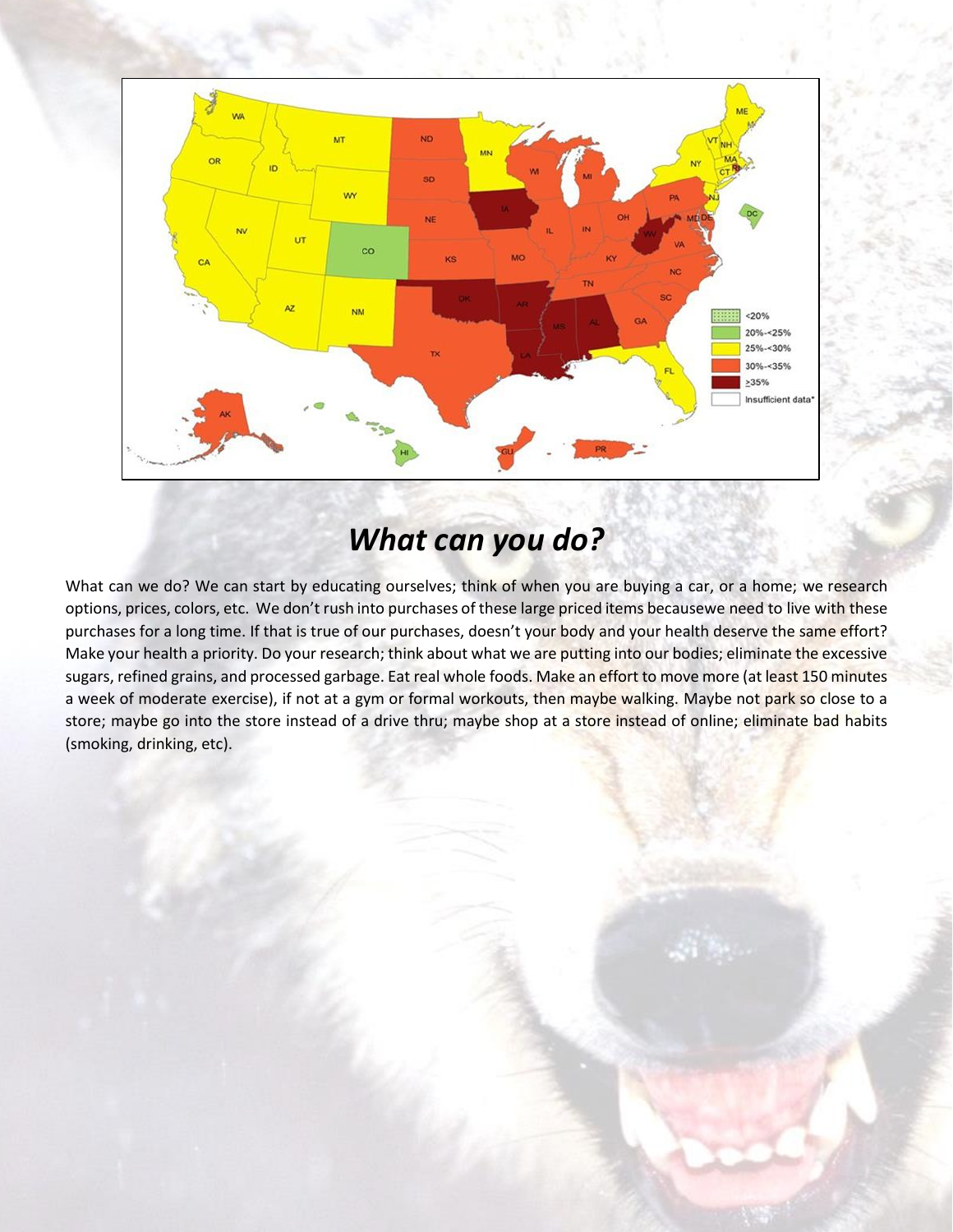<20%
20%-<25%
25%-<30%
30%-<35%
≥35%
Insufficient data*

## *What can you do?*

What can we do? We can start by educating ourselves; think of when you are buying a car, or a home; we research options, prices, colors, etc. We don't rush into purchases of these large priced items becausewe need to live with these purchases for a long time. If that is true of our purchases, doesn't your body and your health deserve the same effort? Make your health a priority. Do your research; think about what we are putting into our bodies; eliminate the excessive sugars, refined grains, and processed garbage. Eat real whole foods. Make an effort to move more (at least 150 minutes a week of moderate exercise), if not at a gym or formal workouts, then maybe walking. Maybe not park so close to a store; maybe go into the store instead of a drive thru; maybe shop at a store instead of online; eliminate bad habits (smoking, drinking, etc).